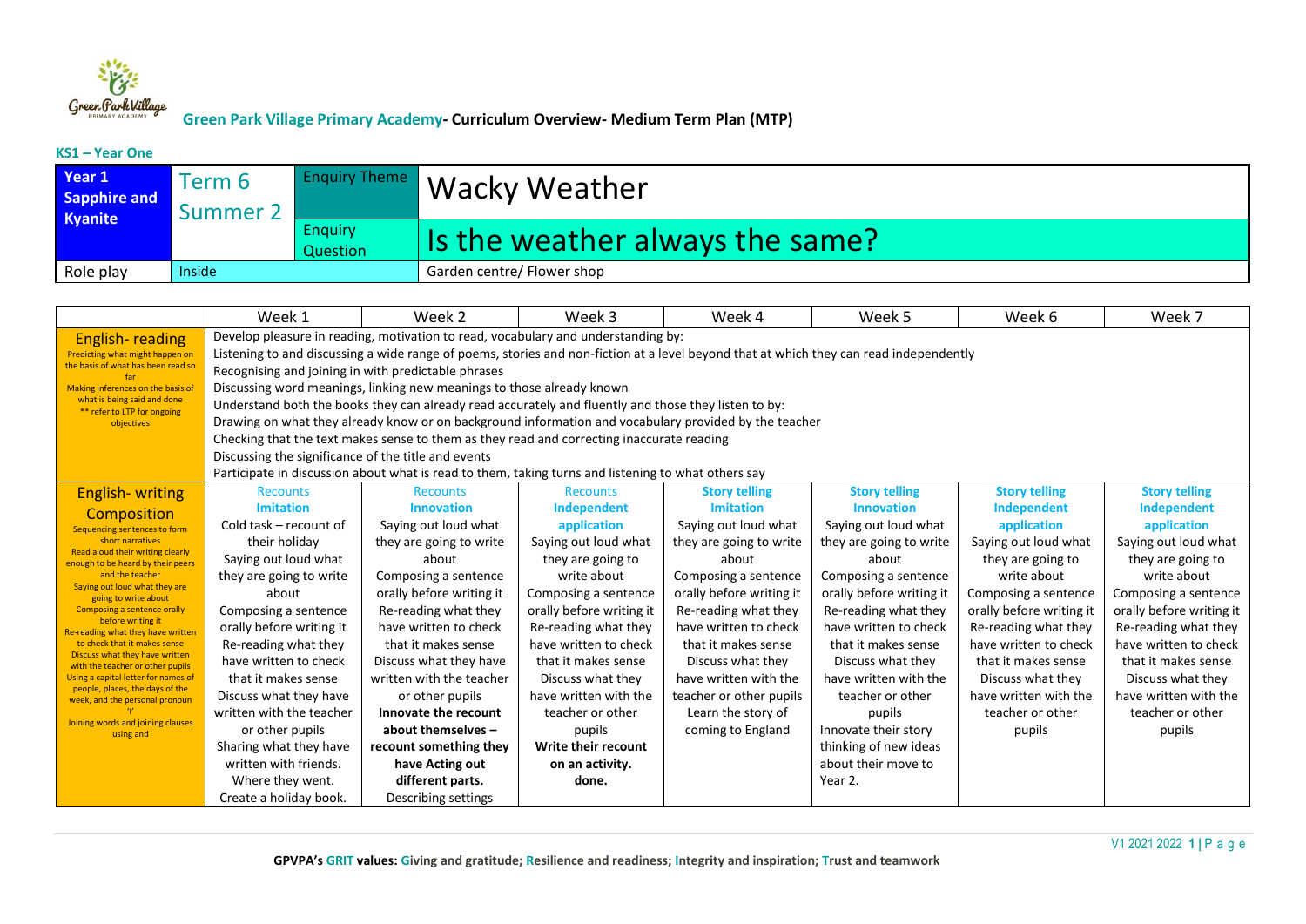**Green Park Village Primary Academy- Curriculum Overview- Medium Term Plan (MTP)**

**KS1 – Year One**

| **Year 1 Sapphire and Kyanite** | Term 6 Summer 2 | Enquiry Theme | Wacky Weather |
|---|---|---|---|
| | | Enquiry Question | Is the weather always the same? |
| Role play | Inside | | Garden centre/ Flower shop |

| | Week 1 | Week 2 | Week 3 | Week 4 | Week 5 | Week 6 | Week 7 |
|---|---|---|---|---|---|---|---|
| English- reading<br>Predicting what might happen on the basis of what has been read so far<br>Making inferences on the basis of what is being said and done<br>** refer to LTP for ongoing objectives | Develop pleasure in reading, motivation to read, vocabulary and understanding by:<br>Listening to and discussing a wide range of poems, stories and non-fiction at a level beyond that at which they can read independently<br>Recognising and joining in with predictable phrases<br>Discussing word meanings, linking new meanings to those already known<br>Understand both the books they can already read accurately and fluently and those they listen to by:<br>Drawing on what they already know or on background information and vocabulary provided by the teacher<br>Checking that the text makes sense to them as they read and correcting inaccurate reading<br>Discussing the significance of the title and events<br>Participate in discussion about what is read to them, taking turns and listening to what others say | | | | | | |
| English- writing<br>Composition<br>Sequencing sentences to form short narratives<br>Read aloud their writing clearly enough to be heard by their peers and the teacher<br>Saying out loud what they are going to write about<br>Composing a sentence orally before writing it<br>Re-reading what they have written to check that it makes sense<br>Discuss what they have written with the teacher or other pupils<br>Using a capital letter for names of people, places, the days of the week, and the personal pronoun 'I'<br>Joining words and joining clauses using and | Recounts<br>**Imitation**<br>Cold task – recount of their holiday<br>Saying out loud what they are going to write about<br>Composing a sentence orally before writing it<br>Re-reading what they have written to check that it makes sense<br>Discuss what they have written with the teacher or other pupils<br>Sharing what they have written with friends.<br>Where they went.<br>Create a holiday book. | Recounts<br>**Innovation**<br>Saying out loud what they are going to write about<br>Composing a sentence orally before writing it<br>Re-reading what they have written to check that it makes sense<br>Discuss what they have written with the teacher or other pupils<br>**Innovate the recount about themselves – recount something they have Acting out different parts.**<br>Describing settings | Recounts<br>**Independent application**<br>Saying out loud what they are going to write about<br>Composing a sentence orally before writing it<br>Re-reading what they have written to check that it makes sense<br>Discuss what they have written with the teacher or other pupils<br>**Write their recount on an activity. done.** | **Story telling**<br>**Imitation**<br>Saying out loud what they are going to write about<br>Composing a sentence orally before writing it<br>Re-reading what they have written to check that it makes sense<br>Discuss what they have written with the teacher or other pupils<br>Learn the story of coming to England | **Story telling**<br>**Innovation**<br>Saying out loud what they are going to write about<br>Composing a sentence orally before writing it<br>Re-reading what they have written to check that it makes sense<br>Discuss what they have written with the teacher or other pupils<br>Innovate their story thinking of new ideas about their move to Year 2. | **Story telling**<br>**Independent application**<br>Saying out loud what they are going to write about<br>Composing a sentence orally before writing it<br>Re-reading what they have written to check that it makes sense<br>Discuss what they have written with the teacher or other pupils | **Story telling**<br>**Independent application**<br>Saying out loud what they are going to write about<br>Composing a sentence orally before writing it<br>Re-reading what they have written to check that it makes sense<br>Discuss what they have written with the teacher or other pupils |

GPVPA's GRIT values: Giving and gratitude; Resilience and readiness; Integrity and inspiration; Trust and teamwork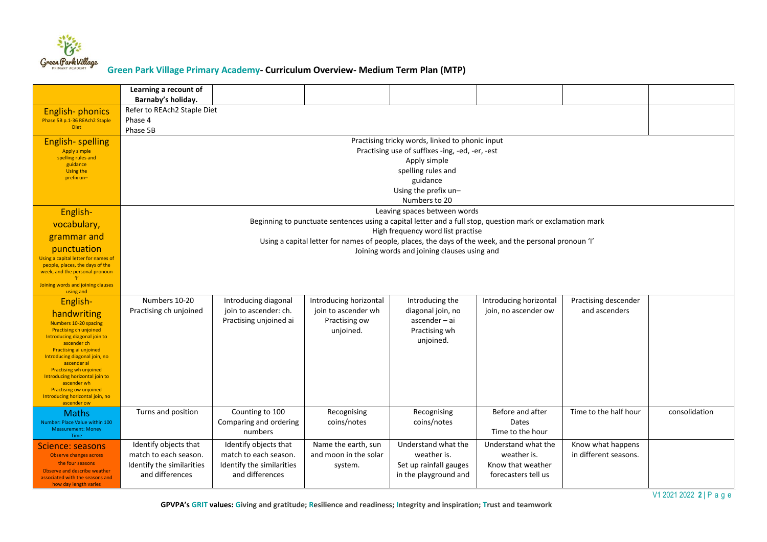## Green Park Village Primary Academy- Curriculum Overview- Medium Term Plan (MTP)

| | | | | | | | |
|---|---|---|---|---|---|---|---|
| | **Learning a recount of Barnaby's holiday.** | | | | | | |
| **English- phonics** Phase 5B p.1-36 REAch2 Staple Diet | Refer to REAch2 Staple Diet<br>Phase 4<br>Phase 5B | | | | | | |
| **English- spelling** Apply simple spelling rules and guidance Using the prefix un– | Practising tricky words, linked to phonic input<br>Practising use of suffixes -ing, -ed, -er, -est<br>Apply simple spelling rules and guidance<br>Using the prefix un–<br>Numbers to 20 | | | | | | |
| **English- vocabulary, grammar and punctuation** Using a capital letter for names of people, places, the days of the week, and the personal pronoun 'I' Joining words and joining clauses using and | Leaving spaces between words<br>Beginning to punctuate sentences using a capital letter and a full stop, question mark or exclamation mark<br>High frequency word list practise<br>Using a capital letter for names of people, places, the days of the week, and the personal pronoun 'I'<br>Joining words and joining clauses using and | | | | | | |
| **English- handwriting** Numbers 10-20 spacing Practising ch unjoined Introducing diagonal join to ascender ch Practising ai unjoined Introducing diagonal join, no ascender ai Practising wh unjoined Introducing horizontal join to ascender wh Practising ow unjoined Introducing horizontal join, no ascender ow | Numbers 10-20<br>Practising ch unjoined | Introducing diagonal join to ascender: ch.<br>Practising unjoined ai | Introducing horizontal join to ascender wh<br>Practising ow unjoined. | Introducing the diagonal join, no ascender – ai<br>Practising wh unjoined. | Introducing horizontal join, no ascender ow | Practising descender and ascenders | |
| **Maths** Number: Place Value within 100 Measurement: Money Time | Turns and position | Counting to 100<br>Comparing and ordering numbers | Recognising coins/notes | Recognising coins/notes | Before and after<br>Dates<br>Time to the hour | Time to the half hour | consolidation |
| **Science: seasons** Observe changes across the four seasons Observe and describe weather associated with the seasons and how day length varies | Identify objects that match to each season.<br>Identify the similarities and differences | Identify objects that match to each season.<br>Identify the similarities and differences | Name the earth, sun and moon in the solar system. | Understand what the weather is.<br>Set up rainfall gauges in the playground and | Understand what the weather is.<br>Know that weather forecasters tell us | Know what happens in different seasons. | |

**GPVPA's GRIT values: Giving and gratitude; Resilience and readiness; Integrity and inspiration; Trust and teamwork**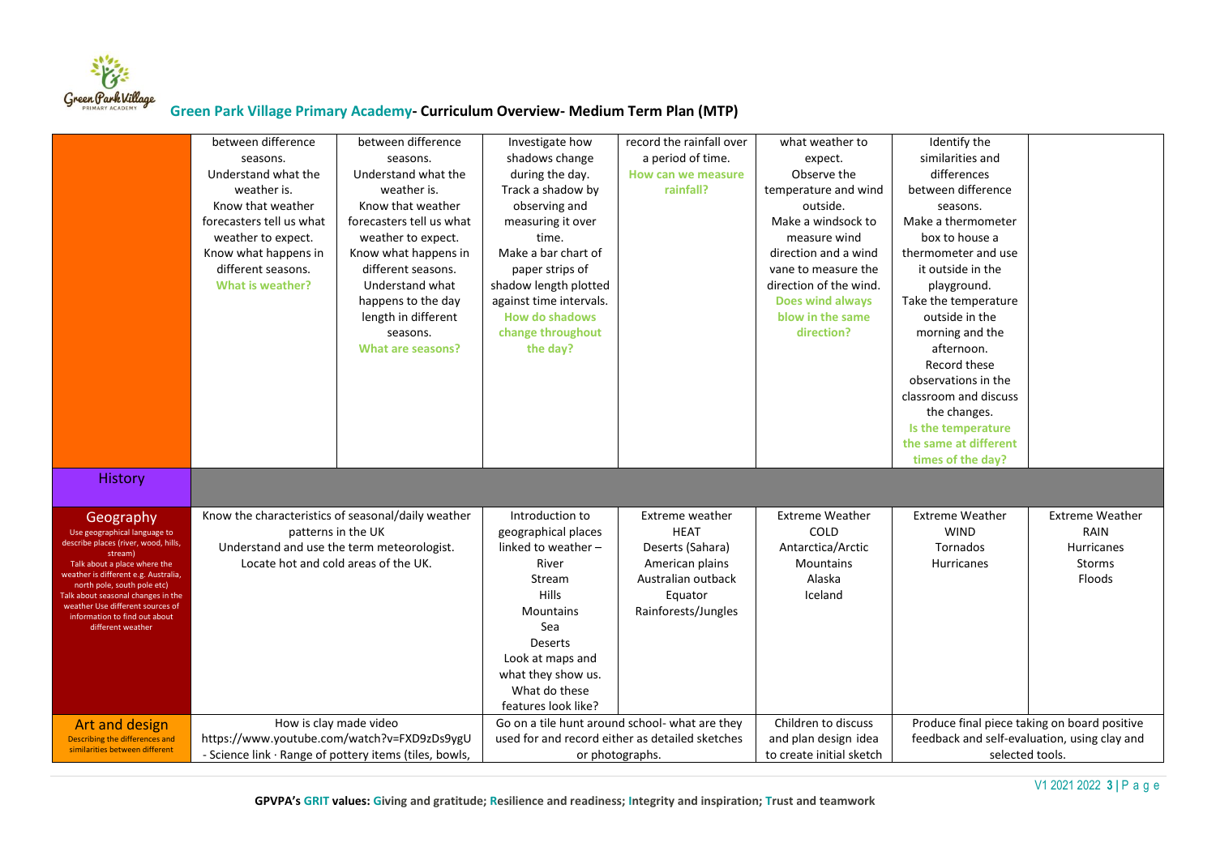## Green Park Village Primary Academy- Curriculum Overview- Medium Term Plan (MTP)

| | | | | | | | |
|---|---|---|---|---|---|---|---|
| | between difference seasons. Understand what the weather is. Know that weather forecasters tell us what weather to expect. Know what happens in different seasons. **What is weather?** | between difference seasons. Understand what the weather is. Know that weather forecasters tell us what weather to expect. Know what happens in different seasons. Understand what happens to the day length in different seasons. **What are seasons?** | Investigate how shadows change during the day. Track a shadow by observing and measuring it over time. Make a bar chart of paper strips of shadow length plotted against time intervals. **How do shadows change throughout the day?** | record the rainfall over a period of time. **How can we measure rainfall?** | what weather to expect. Observe the temperature and wind outside. Make a windsock to measure wind direction and a wind vane to measure the direction of the wind. **Does wind always blow in the same direction?** | Identify the similarities and differences between difference seasons. Make a thermometer box to house a thermometer and use it outside in the playground. Take the temperature outside in the morning and the afternoon. Record these observations in the classroom and discuss the changes. **Is the temperature the same at different times of the day?** | |
| History | | | | | | | |
| Geography<br>Use geographical language to describe places (river, wood, hills, stream)<br>Talk about a place where the weather is different e.g. Australia, north pole, south pole etc)<br>Talk about seasonal changes in the weather Use different sources of information to find out about different weather | Know the characteristics of seasonal/daily weather patterns in the UK<br>Understand and use the term meteorologist.<br>Locate hot and cold areas of the UK. | | Introduction to geographical places linked to weather – River Stream Hills Mountains Sea Deserts Look at maps and what they show us. What do these features look like? | Extreme weather HEAT Deserts (Sahara) American plains Australian outback Equator Rainforests/Jungles | Extreme Weather COLD Antarctica/Arctic Mountains Alaska Iceland | Extreme Weather WIND Tornados Hurricanes | Extreme Weather RAIN Hurricanes Storms Floods |
| Art and design<br>Describing the differences and similarities between different | How is clay made video https://www.youtube.com/watch?v=FXD9zDs9ygU - Science link · Range of pottery items (tiles, bowls, | | Go on a tile hunt around school- what are they used for and record either as detailed sketches or photographs. | | Children to discuss and plan design idea to create initial sketch | Produce final piece taking on board positive feedback and self-evaluation, using clay and selected tools. | |

**GPVPA's GRIT values: Giving and gratitude; Resilience and readiness; Integrity and inspiration; Trust and teamwork**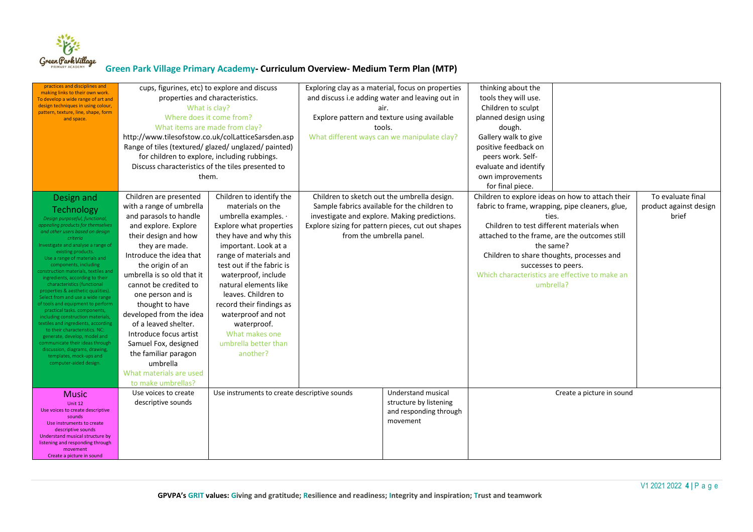| | | | | | | | |
|---|---|---|---|---|---|---|---|
| practices and disciplines and making links to their own work. To develop a wide range of art and design techniques in using colour, pattern, texture, line, shape, form and space. | cups, figurines, etc) to explore and discuss properties and characteristics. What is clay? Where does it come from? What items are made from clay? http://www.tilesofstow.co.uk/colLatticeSarsden.asp Range of tiles (textured/ glazed/ unglazed/ painted) for children to explore, including rubbings. Discuss characteristics of the tiles presented to them. | | Exploring clay as a material, focus on properties and discuss i.e adding water and leaving out in air. Explore pattern and texture using available tools. What different ways can we manipulate clay? | | thinking about the tools they will use. Children to sculpt planned design using dough. Gallery walk to give positive feedback on peers work. Self-evaluate and identify own improvements for final piece. | | |
| **Design and Technology** *Design purposeful, functional, appealing products for themselves and other users based on design criteria* Investigate and analyse a range of existing products. Use a range of materials and components, including construction materials, textiles and ingredients, according to their characteristics (functional properties & aesthetic qualities). Select from and use a wide range of tools and equipment to perform practical tasks. components, including construction materials, textiles and ingredients, according to their characteristics. NC: generate, develop, model and communicate their ideas through discussion, diagrams, drawing, templates, mock-ups and computer-aided design. | Children are presented with a range of umbrella and parasols to handle and explore. Explore their design and how they are made. Introduce the idea that the origin of an umbrella is so old that it cannot be credited to one person and is thought to have developed from the idea of a leaved shelter. Introduce focus artist Samuel Fox, designed the familiar paragon umbrella What materials are used to make umbrellas? | Children to identify the materials on the umbrella examples. · Explore what properties they have and why this important. Look at a range of materials and test out if the fabric is waterproof, include natural elements like leaves. Children to record their findings as waterproof and not waterproof. What makes one umbrella better than another? | Children to sketch out the umbrella design. Sample fabrics available for the children to investigate and explore. Making predictions. Explore sizing for pattern pieces, cut out shapes from the umbrella panel. | | Children to explore ideas on how to attach their fabric to frame, wrapping, pipe cleaners, glue, ties. Children to test different materials when attached to the frame, are the outcomes still the same? Children to share thoughts, processes and successes to peers. Which characteristics are effective to make an umbrella? | | To evaluate final product against design brief |
| **Music** Unit 12 Use voices to create descriptive sounds Use instruments to create descriptive sounds Understand musical structure by listening and responding through movement Create a picture in sound | Use voices to create descriptive sounds | Use instruments to create descriptive sounds | | Understand musical structure by listening and responding through movement | Create a picture in sound | | |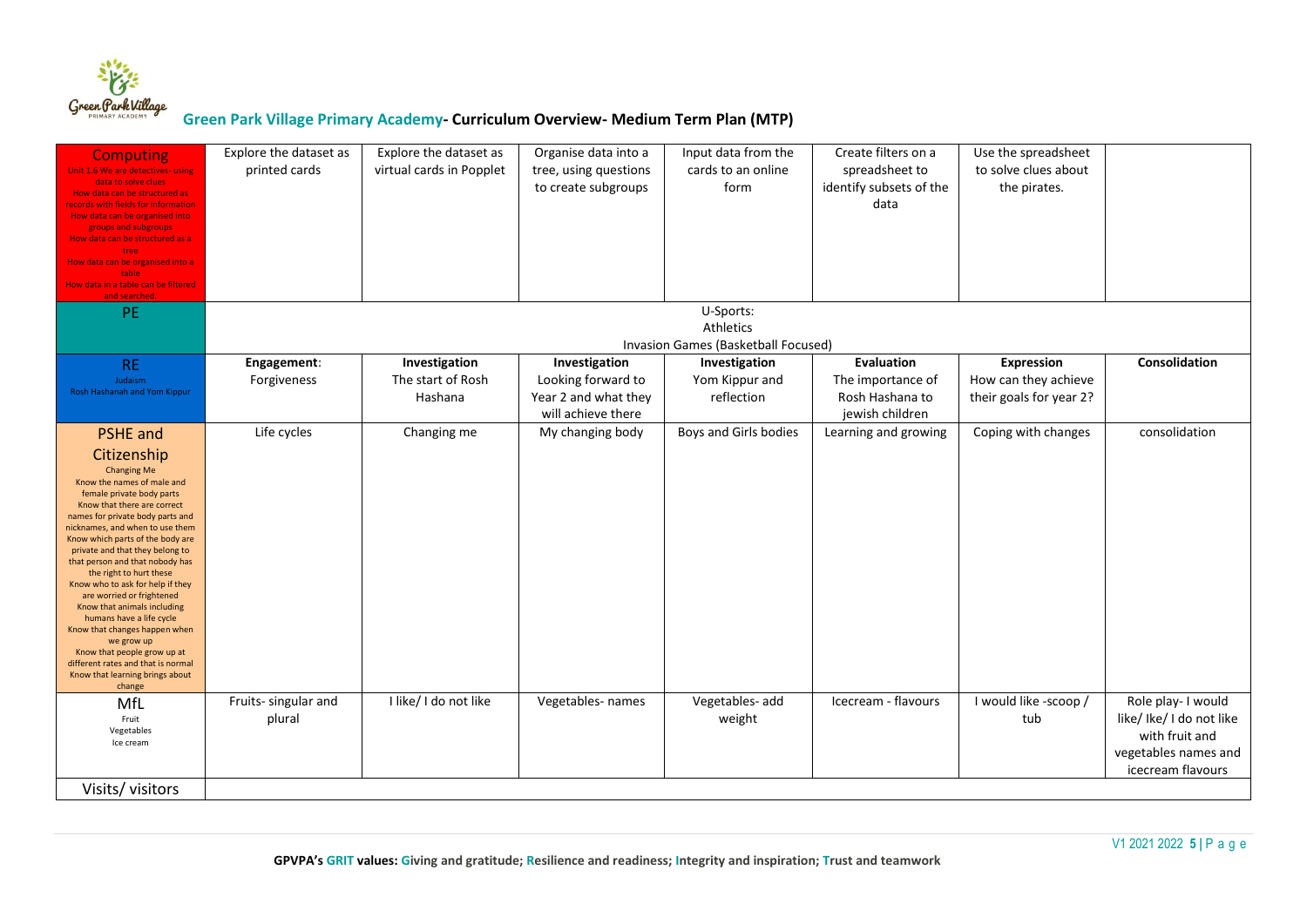## Green Park Village Primary Academy- Curriculum Overview- Medium Term Plan (MTP)

| | | | | | | | |
|---|---|---|---|---|---|---|---|
| **Computing**<br>Unit 1.6 We are detectives- using data to solve clues<br>How data can be structured as records with fields for information<br>How data can be organised into groups and subgroups<br>How data can be structured as a tree<br>How data can be organised into a table<br>How data in a table can be filtered and searched. | Explore the dataset as printed cards | Explore the dataset as virtual cards in Popplet | Organise data into a tree, using questions to create subgroups | Input data from the cards to an online form | Create filters on a spreadsheet to identify subsets of the data | Use the spreadsheet to solve clues about the pirates. | |
| **PE** | U-Sports:<br>Athletics<br>Invasion Games (Basketball Focused) | | | | | | |
| **RE**<br>Judaism<br>Rosh Hashanah and Yom Kippur | **Engagement**:<br>Forgiveness | **Investigation**<br>The start of Rosh Hashana | **Investigation**<br>Looking forward to Year 2 and what they will achieve there | **Investigation**<br>Yom Kippur and reflection | **Evaluation**<br>The importance of Rosh Hashana to jewish children | **Expression**<br>How can they achieve their goals for year 2? | **Consolidation** |
| **PSHE and Citizenship**<br>Changing Me<br>Know the names of male and female private body parts<br>Know that there are correct names for private body parts and nicknames, and when to use them<br>Know which parts of the body are private and that they belong to that person and that nobody has the right to hurt these<br>Know who to ask for help if they are worried or frightened<br>Know that animals including humans have a life cycle<br>Know that changes happen when we grow up<br>Know that people grow up at different rates and that is normal<br>Know that learning brings about change | Life cycles | Changing me | My changing body | Boys and Girls bodies | Learning and growing | Coping with changes | consolidation |
| **MfL**<br>Fruit<br>Vegetables<br>Ice cream | Fruits- singular and plural | I like/ I do not like | Vegetables- names | Vegetables- add weight | Icecream - flavours | I would like -scoop / tub | Role play- I would like/ Ike/ I do not like with fruit and vegetables names and icecream flavours |
| **Visits/ visitors** | | | | | | | |

GPVPA's **GRIT values: Giving and gratitude; Resilience and readiness; Integrity and inspiration; Trust and teamwork**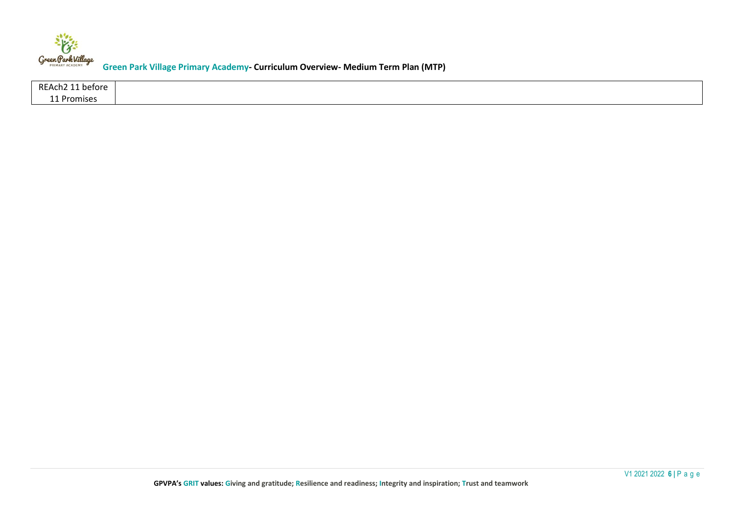| | |
|---|---|
| REAch2 11 before 11 Promises | |